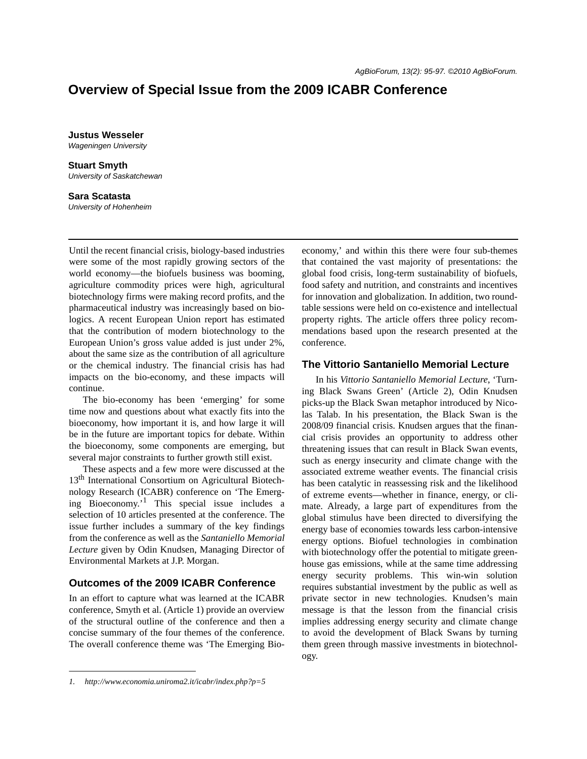# Overview of Special Issue from the 2009 ICABR Conference

**Justus Wesseler**
*Wageningen University*

**Stuart Smyth**
*University of Saskatchewan*

**Sara Scatasta**
*University of Hohenheim*

---

Until the recent financial crisis, biology-based industries were some of the most rapidly growing sectors of the world economy—the biofuels business was booming, agriculture commodity prices were high, agricultural biotechnology firms were making record profits, and the pharmaceutical industry was increasingly based on biologics. A recent European Union report has estimated that the contribution of modern biotechnology to the European Union's gross value added is just under 2%, about the same size as the contribution of all agriculture or the chemical industry. The financial crisis has had impacts on the bio-economy, and these impacts will continue.

The bio-economy has been 'emerging' for some time now and questions about what exactly fits into the bioeconomy, how important it is, and how large it will be in the future are important topics for debate. Within the bioeconomy, some components are emerging, but several major constraints to further growth still exist.

These aspects and a few more were discussed at the 13th International Consortium on Agricultural Biotechnology Research (ICABR) conference on 'The Emerging Bioeconomy.'[1] This special issue includes a selection of 10 articles presented at the conference. The issue further includes a summary of the key findings from the conference as well as the *Santaniello Memorial Lecture* given by Odin Knudsen, Managing Director of Environmental Markets at J.P. Morgan.

## Outcomes of the 2009 ICABR Conference

In an effort to capture what was learned at the ICABR conference, Smyth et al. (Article 1) provide an overview of the structural outline of the conference and then a concise summary of the four themes of the conference. The overall conference theme was 'The Emerging Bio-economy,' and within this there were four sub-themes that contained the vast majority of presentations: the global food crisis, long-term sustainability of biofuels, food safety and nutrition, and constraints and incentives for innovation and globalization. In addition, two round-table sessions were held on co-existence and intellectual property rights. The article offers three policy recommendations based upon the research presented at the conference.

## The Vittorio Santaniello Memorial Lecture

In his *Vittorio Santaniello Memorial Lecture*, 'Turning Black Swans Green' (Article 2), Odin Knudsen picks-up the Black Swan metaphor introduced by Nicolas Talab. In his presentation, the Black Swan is the 2008/09 financial crisis. Knudsen argues that the financial crisis provides an opportunity to address other threatening issues that can result in Black Swan events, such as energy insecurity and climate change with the associated extreme weather events. The financial crisis has been catalytic in reassessing risk and the likelihood of extreme events—whether in finance, energy, or climate. Already, a large part of expenditures from the global stimulus have been directed to diversifying the energy base of economies towards less carbon-intensive energy options. Biofuel technologies in combination with biotechnology offer the potential to mitigate greenhouse gas emissions, while at the same time addressing energy security problems. This win-win solution requires substantial investment by the public as well as private sector in new technologies. Knudsen's main message is that the lesson from the financial crisis implies addressing energy security and climate change to avoid the development of Black Swans by turning them green through massive investments in biotechnology.

---

*1. http://www.economia.uniroma2.it/icabr/index.php?p=5*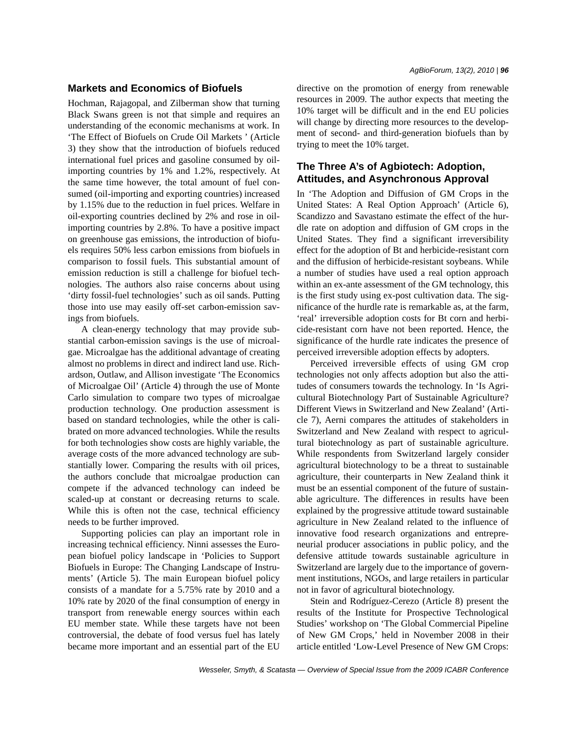## Markets and Economics of Biofuels

Hochman, Rajagopal, and Zilberman show that turning Black Swans green is not that simple and requires an understanding of the economic mechanisms at work. In 'The Effect of Biofuels on Crude Oil Markets ' (Article 3) they show that the introduction of biofuels reduced international fuel prices and gasoline consumed by oil-importing countries by 1% and 1.2%, respectively. At the same time however, the total amount of fuel consumed (oil-importing and exporting countries) increased by 1.15% due to the reduction in fuel prices. Welfare in oil-exporting countries declined by 2% and rose in oil-importing countries by 2.8%. To have a positive impact on greenhouse gas emissions, the introduction of biofuels requires 50% less carbon emissions from biofuels in comparison to fossil fuels. This substantial amount of emission reduction is still a challenge for biofuel technologies. The authors also raise concerns about using 'dirty fossil-fuel technologies' such as oil sands. Putting those into use may easily off-set carbon-emission savings from biofuels.

A clean-energy technology that may provide substantial carbon-emission savings is the use of microalgae. Microalgae has the additional advantage of creating almost no problems in direct and indirect land use. Richardson, Outlaw, and Allison investigate 'The Economics of Microalgae Oil' (Article 4) through the use of Monte Carlo simulation to compare two types of microalgae production technology. One production assessment is based on standard technologies, while the other is calibrated on more advanced technologies. While the results for both technologies show costs are highly variable, the average costs of the more advanced technology are substantially lower. Comparing the results with oil prices, the authors conclude that microalgae production can compete if the advanced technology can indeed be scaled-up at constant or decreasing returns to scale. While this is often not the case, technical efficiency needs to be further improved.

Supporting policies can play an important role in increasing technical efficiency. Ninni assesses the European biofuel policy landscape in 'Policies to Support Biofuels in Europe: The Changing Landscape of Instruments' (Article 5). The main European biofuel policy consists of a mandate for a 5.75% rate by 2010 and a 10% rate by 2020 of the final consumption of energy in transport from renewable energy sources within each EU member state. While these targets have not been controversial, the debate of food versus fuel has lately became more important and an essential part of the EU directive on the promotion of energy from renewable resources in 2009. The author expects that meeting the 10% target will be difficult and in the end EU policies will change by directing more resources to the development of second- and third-generation biofuels than by trying to meet the 10% target.

## The Three A's of Agbiotech: Adoption, Attitudes, and Asynchronous Approval

In 'The Adoption and Diffusion of GM Crops in the United States: A Real Option Approach' (Article 6), Scandizzo and Savastano estimate the effect of the hurdle rate on adoption and diffusion of GM crops in the United States. They find a significant irreversibility effect for the adoption of Bt and herbicide-resistant corn and the diffusion of herbicide-resistant soybeans. While a number of studies have used a real option approach within an ex-ante assessment of the GM technology, this is the first study using ex-post cultivation data. The significance of the hurdle rate is remarkable as, at the farm, 'real' irreversible adoption costs for Bt corn and herbicide-resistant corn have not been reported. Hence, the significance of the hurdle rate indicates the presence of perceived irreversible adoption effects by adopters.

Perceived irreversible effects of using GM crop technologies not only affects adoption but also the attitudes of consumers towards the technology. In 'Is Agricultural Biotechnology Part of Sustainable Agriculture? Different Views in Switzerland and New Zealand' (Article 7), Aerni compares the attitudes of stakeholders in Switzerland and New Zealand with respect to agricultural biotechnology as part of sustainable agriculture. While respondents from Switzerland largely consider agricultural biotechnology to be a threat to sustainable agriculture, their counterparts in New Zealand think it must be an essential component of the future of sustainable agriculture. The differences in results have been explained by the progressive attitude toward sustainable agriculture in New Zealand related to the influence of innovative food research organizations and entrepreneurial producer associations in public policy, and the defensive attitude towards sustainable agriculture in Switzerland are largely due to the importance of government institutions, NGOs, and large retailers in particular not in favor of agricultural biotechnology.

Stein and Rodríguez-Cerezo (Article 8) present the results of the Institute for Prospective Technological Studies' workshop on 'The Global Commercial Pipeline of New GM Crops,' held in November 2008 in their article entitled 'Low-Level Presence of New GM Crops: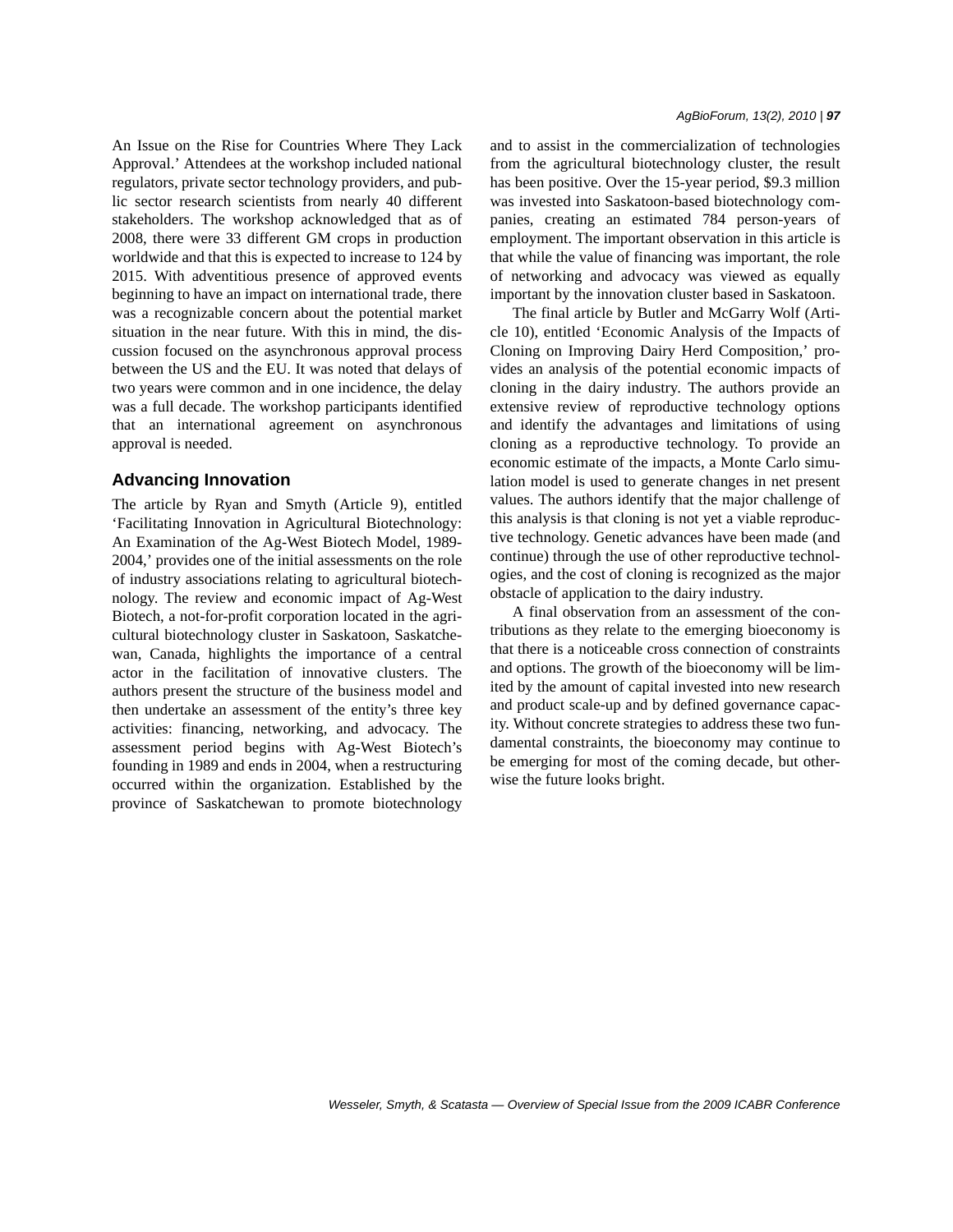An Issue on the Rise for Countries Where They Lack Approval.' Attendees at the workshop included national regulators, private sector technology providers, and public sector research scientists from nearly 40 different stakeholders. The workshop acknowledged that as of 2008, there were 33 different GM crops in production worldwide and that this is expected to increase to 124 by 2015. With adventitious presence of approved events beginning to have an impact on international trade, there was a recognizable concern about the potential market situation in the near future. With this in mind, the discussion focused on the asynchronous approval process between the US and the EU. It was noted that delays of two years were common and in one incidence, the delay was a full decade. The workshop participants identified that an international agreement on asynchronous approval is needed.

### Advancing Innovation

The article by Ryan and Smyth (Article 9), entitled 'Facilitating Innovation in Agricultural Biotechnology: An Examination of the Ag-West Biotech Model, 1989-2004,' provides one of the initial assessments on the role of industry associations relating to agricultural biotechnology. The review and economic impact of Ag-West Biotech, a not-for-profit corporation located in the agricultural biotechnology cluster in Saskatoon, Saskatchewan, Canada, highlights the importance of a central actor in the facilitation of innovative clusters. The authors present the structure of the business model and then undertake an assessment of the entity's three key activities: financing, networking, and advocacy. The assessment period begins with Ag-West Biotech's founding in 1989 and ends in 2004, when a restructuring occurred within the organization. Established by the province of Saskatchewan to promote biotechnology and to assist in the commercialization of technologies from the agricultural biotechnology cluster, the result has been positive. Over the 15-year period, $9.3 million was invested into Saskatoon-based biotechnology companies, creating an estimated 784 person-years of employment. The important observation in this article is that while the value of financing was important, the role of networking and advocacy was viewed as equally important by the innovation cluster based in Saskatoon.

The final article by Butler and McGarry Wolf (Article 10), entitled 'Economic Analysis of the Impacts of Cloning on Improving Dairy Herd Composition,' provides an analysis of the potential economic impacts of cloning in the dairy industry. The authors provide an extensive review of reproductive technology options and identify the advantages and limitations of using cloning as a reproductive technology. To provide an economic estimate of the impacts, a Monte Carlo simulation model is used to generate changes in net present values. The authors identify that the major challenge of this analysis is that cloning is not yet a viable reproductive technology. Genetic advances have been made (and continue) through the use of other reproductive technologies, and the cost of cloning is recognized as the major obstacle of application to the dairy industry.

A final observation from an assessment of the contributions as they relate to the emerging bioeconomy is that there is a noticeable cross connection of constraints and options. The growth of the bioeconomy will be limited by the amount of capital invested into new research and product scale-up and by defined governance capacity. Without concrete strategies to address these two fundamental constraints, the bioeconomy may continue to be emerging for most of the coming decade, but otherwise the future looks bright.